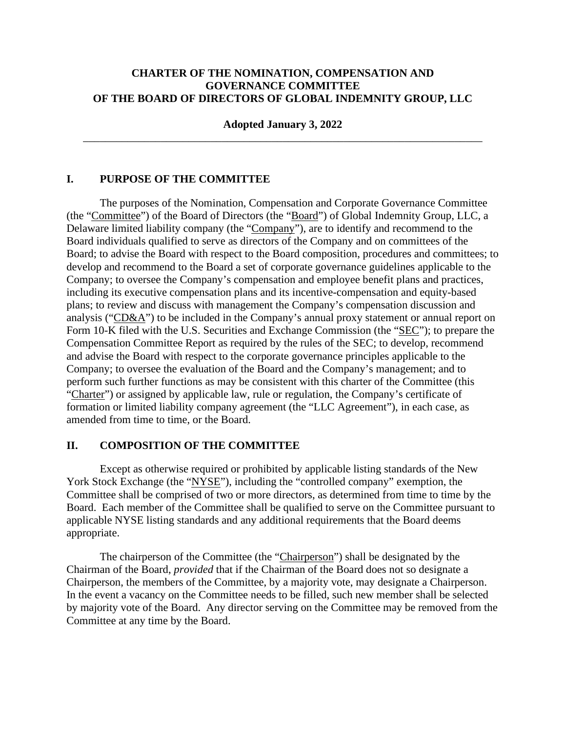# CHARTER OF THE NOMINATION, COMPENSATION AND GOVERNANCE COMMITTEE OF THE BOARD OF DIRECTORS OF GLOBAL INDEMNITY GROUP, LLC

**Adopted January 3, 2022**

---

## I. PURPOSE OF THE COMMITTEE

The purposes of the Nomination, Compensation and Corporate Governance Committee (the "Committee") of the Board of Directors (the "Board") of Global Indemnity Group, LLC, a Delaware limited liability company (the "Company"), are to identify and recommend to the Board individuals qualified to serve as directors of the Company and on committees of the Board; to advise the Board with respect to the Board composition, procedures and committees; to develop and recommend to the Board a set of corporate governance guidelines applicable to the Company; to oversee the Company's compensation and employee benefit plans and practices, including its executive compensation plans and its incentive-compensation and equity-based plans; to review and discuss with management the Company's compensation discussion and analysis ("CD&A") to be included in the Company's annual proxy statement or annual report on Form 10-K filed with the U.S. Securities and Exchange Commission (the "SEC"); to prepare the Compensation Committee Report as required by the rules of the SEC; to develop, recommend and advise the Board with respect to the corporate governance principles applicable to the Company; to oversee the evaluation of the Board and the Company's management; and to perform such further functions as may be consistent with this charter of the Committee (this "Charter") or assigned by applicable law, rule or regulation, the Company's certificate of formation or limited liability company agreement (the "LLC Agreement"), in each case, as amended from time to time, or the Board.

## II. COMPOSITION OF THE COMMITTEE

Except as otherwise required or prohibited by applicable listing standards of the New York Stock Exchange (the "NYSE"), including the "controlled company" exemption, the Committee shall be comprised of two or more directors, as determined from time to time by the Board. Each member of the Committee shall be qualified to serve on the Committee pursuant to applicable NYSE listing standards and any additional requirements that the Board deems appropriate.

The chairperson of the Committee (the "Chairperson") shall be designated by the Chairman of the Board, *provided* that if the Chairman of the Board does not so designate a Chairperson, the members of the Committee, by a majority vote, may designate a Chairperson. In the event a vacancy on the Committee needs to be filled, such new member shall be selected by majority vote of the Board. Any director serving on the Committee may be removed from the Committee at any time by the Board.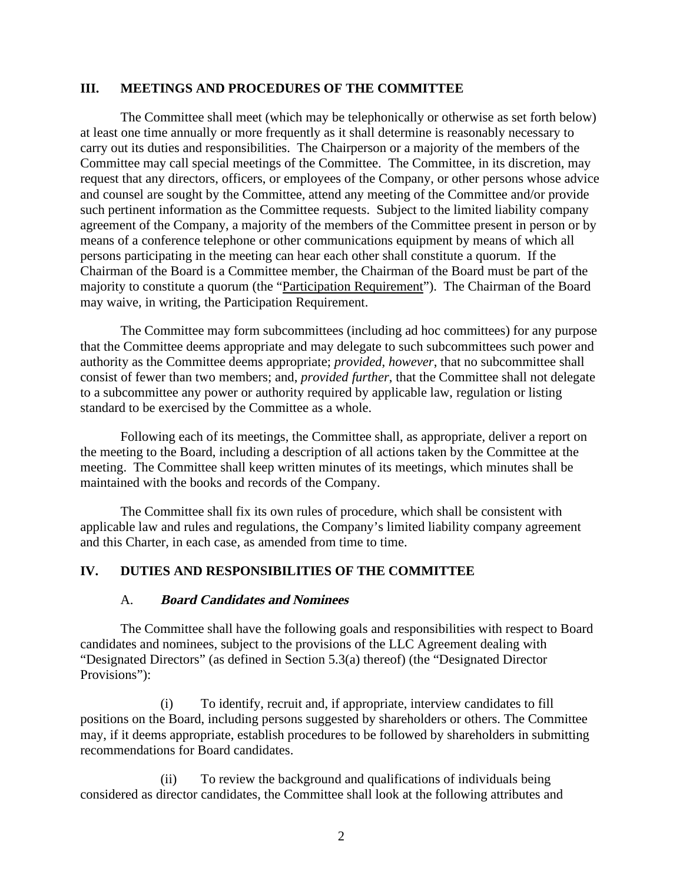## III. MEETINGS AND PROCEDURES OF THE COMMITTEE

The Committee shall meet (which may be telephonically or otherwise as set forth below) at least one time annually or more frequently as it shall determine is reasonably necessary to carry out its duties and responsibilities. The Chairperson or a majority of the members of the Committee may call special meetings of the Committee. The Committee, in its discretion, may request that any directors, officers, or employees of the Company, or other persons whose advice and counsel are sought by the Committee, attend any meeting of the Committee and/or provide such pertinent information as the Committee requests. Subject to the limited liability company agreement of the Company, a majority of the members of the Committee present in person or by means of a conference telephone or other communications equipment by means of which all persons participating in the meeting can hear each other shall constitute a quorum. If the Chairman of the Board is a Committee member, the Chairman of the Board must be part of the majority to constitute a quorum (the "Participation Requirement"). The Chairman of the Board may waive, in writing, the Participation Requirement.

The Committee may form subcommittees (including ad hoc committees) for any purpose that the Committee deems appropriate and may delegate to such subcommittees such power and authority as the Committee deems appropriate; *provided*, *however*, that no subcommittee shall consist of fewer than two members; and, *provided further*, that the Committee shall not delegate to a subcommittee any power or authority required by applicable law, regulation or listing standard to be exercised by the Committee as a whole.

Following each of its meetings, the Committee shall, as appropriate, deliver a report on the meeting to the Board, including a description of all actions taken by the Committee at the meeting. The Committee shall keep written minutes of its meetings, which minutes shall be maintained with the books and records of the Company.

The Committee shall fix its own rules of procedure, which shall be consistent with applicable law and rules and regulations, the Company's limited liability company agreement and this Charter, in each case, as amended from time to time.

## IV. DUTIES AND RESPONSIBILITIES OF THE COMMITTEE

### A. *Board Candidates and Nominees*

The Committee shall have the following goals and responsibilities with respect to Board candidates and nominees, subject to the provisions of the LLC Agreement dealing with "Designated Directors" (as defined in Section 5.3(a) thereof) (the "Designated Director Provisions"):

(i) To identify, recruit and, if appropriate, interview candidates to fill positions on the Board, including persons suggested by shareholders or others. The Committee may, if it deems appropriate, establish procedures to be followed by shareholders in submitting recommendations for Board candidates.

(ii) To review the background and qualifications of individuals being considered as director candidates, the Committee shall look at the following attributes and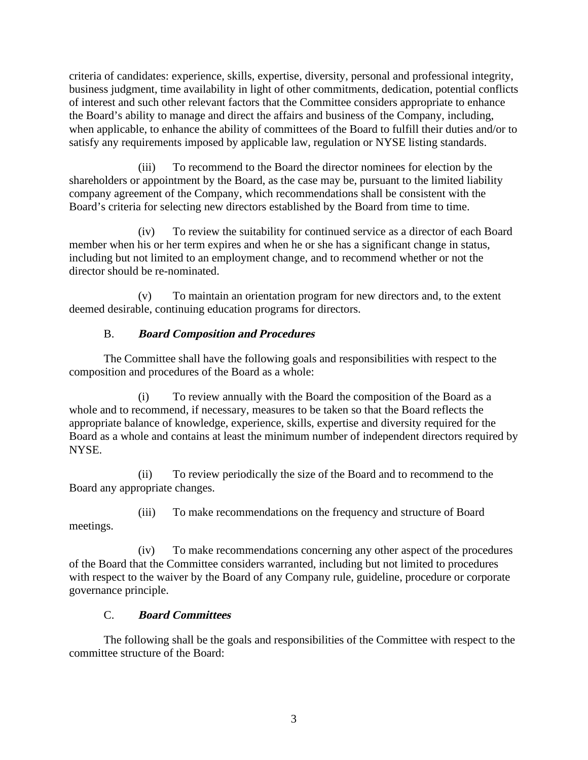criteria of candidates: experience, skills, expertise, diversity, personal and professional integrity, business judgment, time availability in light of other commitments, dedication, potential conflicts of interest and such other relevant factors that the Committee considers appropriate to enhance the Board's ability to manage and direct the affairs and business of the Company, including, when applicable, to enhance the ability of committees of the Board to fulfill their duties and/or to satisfy any requirements imposed by applicable law, regulation or NYSE listing standards.

(iii) To recommend to the Board the director nominees for election by the shareholders or appointment by the Board, as the case may be, pursuant to the limited liability company agreement of the Company, which recommendations shall be consistent with the Board's criteria for selecting new directors established by the Board from time to time.

(iv) To review the suitability for continued service as a director of each Board member when his or her term expires and when he or she has a significant change in status, including but not limited to an employment change, and to recommend whether or not the director should be re-nominated.

(v) To maintain an orientation program for new directors and, to the extent deemed desirable, continuing education programs for directors.

B. ***Board Composition and Procedures***

The Committee shall have the following goals and responsibilities with respect to the composition and procedures of the Board as a whole:

(i) To review annually with the Board the composition of the Board as a whole and to recommend, if necessary, measures to be taken so that the Board reflects the appropriate balance of knowledge, experience, skills, expertise and diversity required for the Board as a whole and contains at least the minimum number of independent directors required by NYSE.

(ii) To review periodically the size of the Board and to recommend to the Board any appropriate changes.

(iii) To make recommendations on the frequency and structure of Board meetings.

(iv) To make recommendations concerning any other aspect of the procedures of the Board that the Committee considers warranted, including but not limited to procedures with respect to the waiver by the Board of any Company rule, guideline, procedure or corporate governance principle.

C. ***Board Committees***

The following shall be the goals and responsibilities of the Committee with respect to the committee structure of the Board: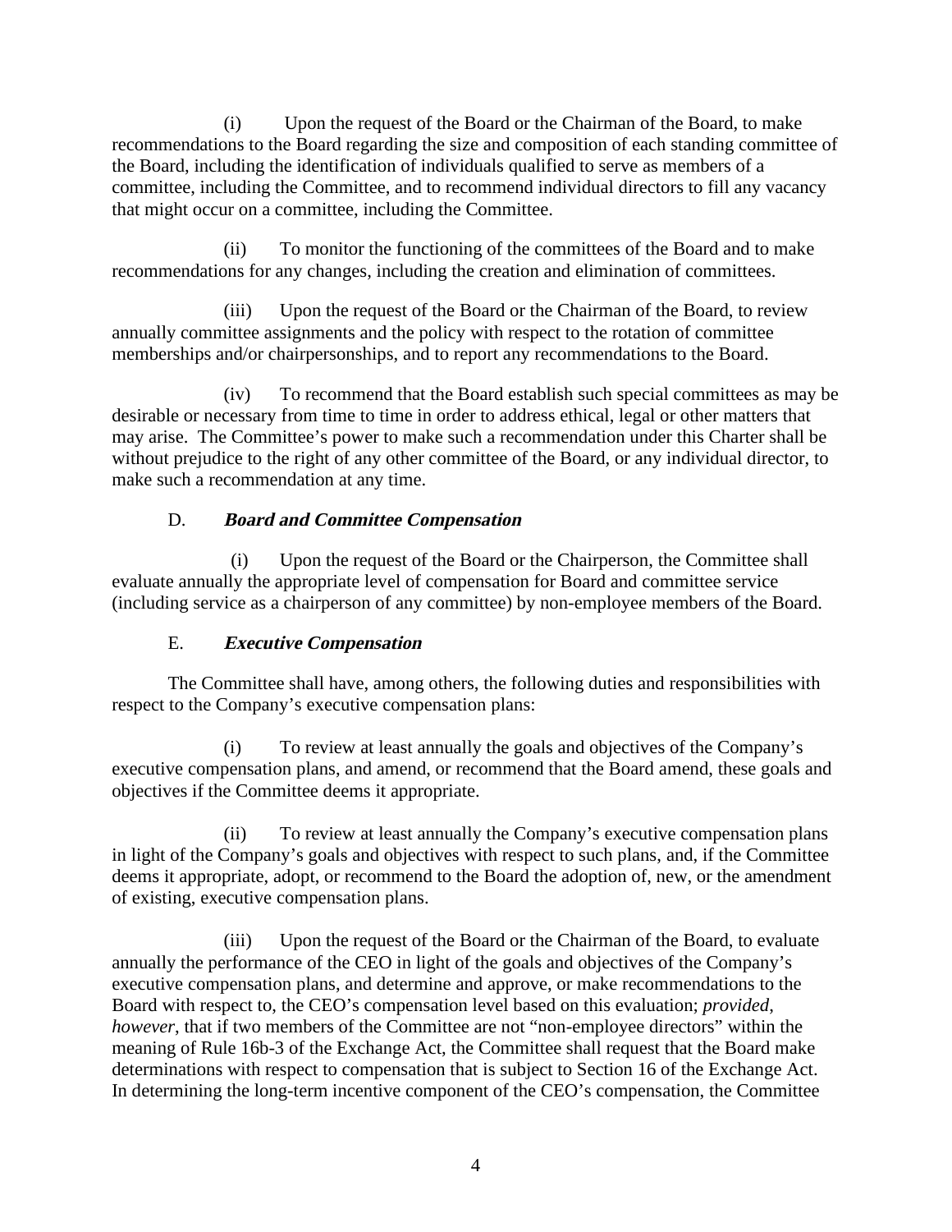(i) Upon the request of the Board or the Chairman of the Board, to make recommendations to the Board regarding the size and composition of each standing committee of the Board, including the identification of individuals qualified to serve as members of a committee, including the Committee, and to recommend individual directors to fill any vacancy that might occur on a committee, including the Committee.

(ii) To monitor the functioning of the committees of the Board and to make recommendations for any changes, including the creation and elimination of committees.

(iii) Upon the request of the Board or the Chairman of the Board, to review annually committee assignments and the policy with respect to the rotation of committee memberships and/or chairpersonships, and to report any recommendations to the Board.

(iv) To recommend that the Board establish such special committees as may be desirable or necessary from time to time in order to address ethical, legal or other matters that may arise. The Committee's power to make such a recommendation under this Charter shall be without prejudice to the right of any other committee of the Board, or any individual director, to make such a recommendation at any time.

D. ***Board and Committee Compensation***

(i) Upon the request of the Board or the Chairperson, the Committee shall evaluate annually the appropriate level of compensation for Board and committee service (including service as a chairperson of any committee) by non-employee members of the Board.

E. ***Executive Compensation***

The Committee shall have, among others, the following duties and responsibilities with respect to the Company's executive compensation plans:

(i) To review at least annually the goals and objectives of the Company's executive compensation plans, and amend, or recommend that the Board amend, these goals and objectives if the Committee deems it appropriate.

(ii) To review at least annually the Company's executive compensation plans in light of the Company's goals and objectives with respect to such plans, and, if the Committee deems it appropriate, adopt, or recommend to the Board the adoption of, new, or the amendment of existing, executive compensation plans.

(iii) Upon the request of the Board or the Chairman of the Board, to evaluate annually the performance of the CEO in light of the goals and objectives of the Company's executive compensation plans, and determine and approve, or make recommendations to the Board with respect to, the CEO's compensation level based on this evaluation; *provided*, *however*, that if two members of the Committee are not "non-employee directors" within the meaning of Rule 16b-3 of the Exchange Act, the Committee shall request that the Board make determinations with respect to compensation that is subject to Section 16 of the Exchange Act. In determining the long-term incentive component of the CEO's compensation, the Committee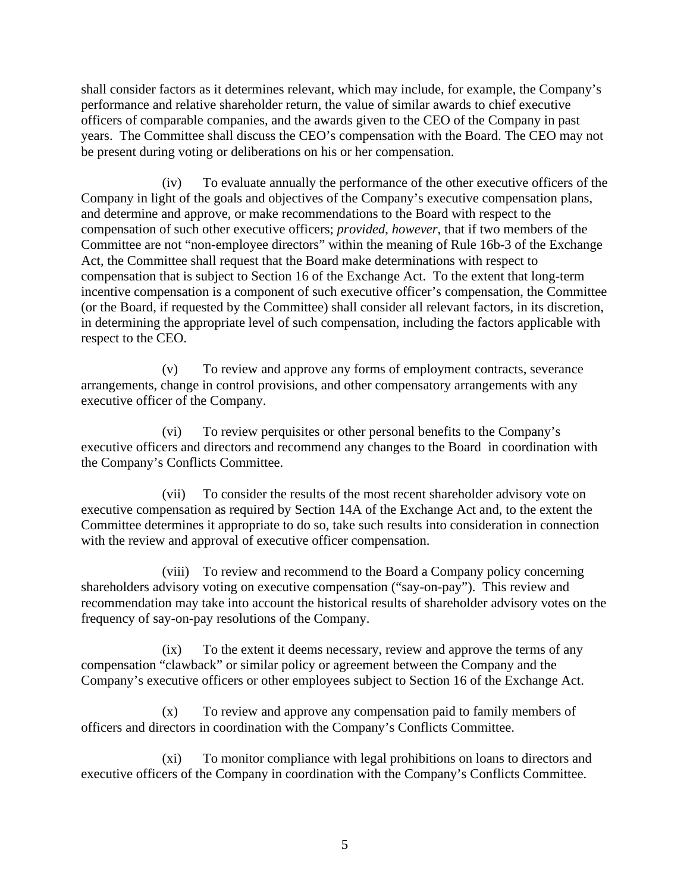shall consider factors as it determines relevant, which may include, for example, the Company's performance and relative shareholder return, the value of similar awards to chief executive officers of comparable companies, and the awards given to the CEO of the Company in past years. The Committee shall discuss the CEO's compensation with the Board. The CEO may not be present during voting or deliberations on his or her compensation.

(iv) To evaluate annually the performance of the other executive officers of the Company in light of the goals and objectives of the Company's executive compensation plans, and determine and approve, or make recommendations to the Board with respect to the compensation of such other executive officers; *provided, however*, that if two members of the Committee are not "non-employee directors" within the meaning of Rule 16b-3 of the Exchange Act, the Committee shall request that the Board make determinations with respect to compensation that is subject to Section 16 of the Exchange Act. To the extent that long-term incentive compensation is a component of such executive officer's compensation, the Committee (or the Board, if requested by the Committee) shall consider all relevant factors, in its discretion, in determining the appropriate level of such compensation, including the factors applicable with respect to the CEO.

(v) To review and approve any forms of employment contracts, severance arrangements, change in control provisions, and other compensatory arrangements with any executive officer of the Company.

(vi) To review perquisites or other personal benefits to the Company's executive officers and directors and recommend any changes to the Board in coordination with the Company's Conflicts Committee.

(vii) To consider the results of the most recent shareholder advisory vote on executive compensation as required by Section 14A of the Exchange Act and, to the extent the Committee determines it appropriate to do so, take such results into consideration in connection with the review and approval of executive officer compensation.

(viii) To review and recommend to the Board a Company policy concerning shareholders advisory voting on executive compensation ("say-on-pay"). This review and recommendation may take into account the historical results of shareholder advisory votes on the frequency of say-on-pay resolutions of the Company.

(ix) To the extent it deems necessary, review and approve the terms of any compensation "clawback" or similar policy or agreement between the Company and the Company's executive officers or other employees subject to Section 16 of the Exchange Act.

(x) To review and approve any compensation paid to family members of officers and directors in coordination with the Company's Conflicts Committee.

(xi) To monitor compliance with legal prohibitions on loans to directors and executive officers of the Company in coordination with the Company's Conflicts Committee.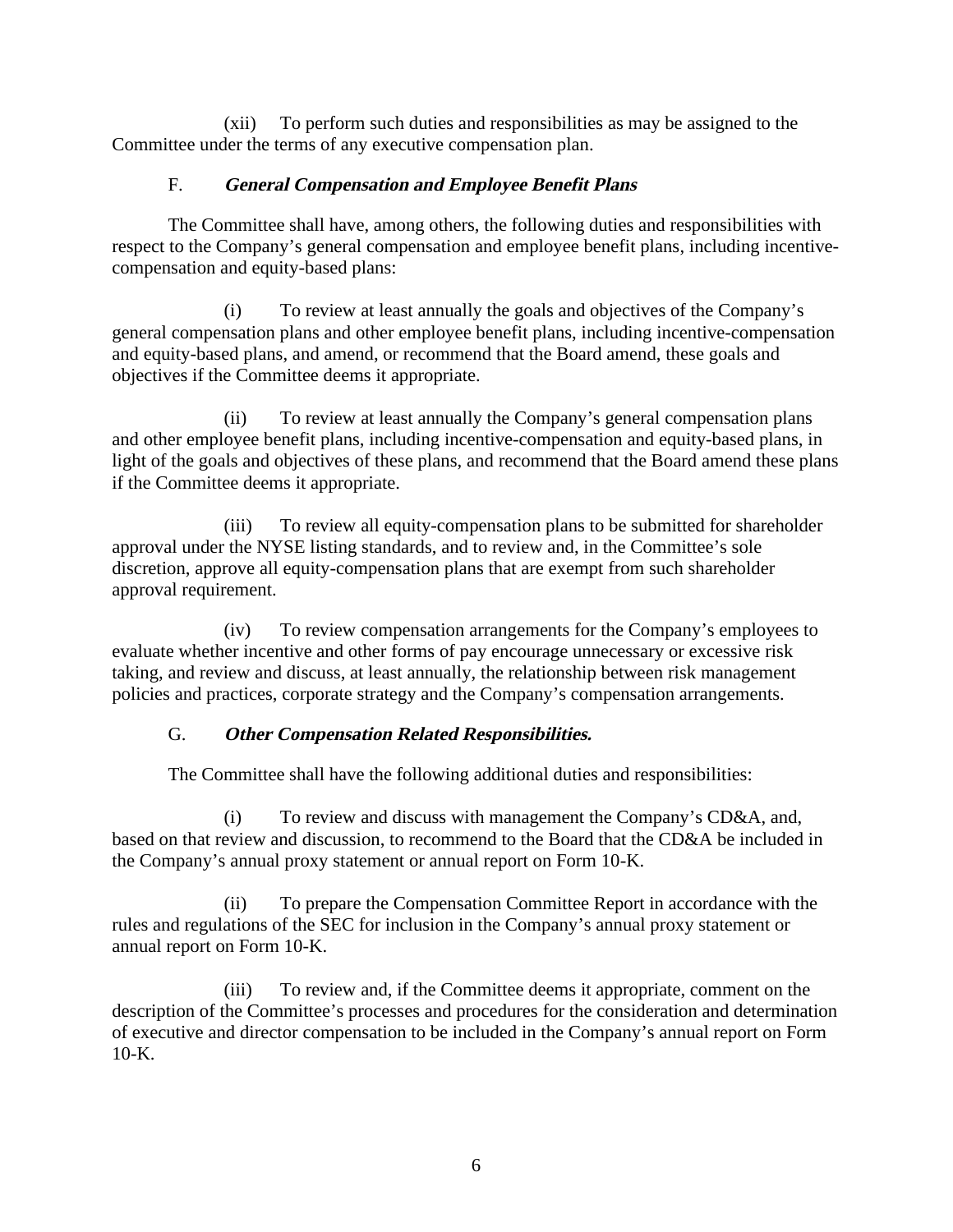(xii) To perform such duties and responsibilities as may be assigned to the Committee under the terms of any executive compensation plan.

F. ***General Compensation and Employee Benefit Plans***

The Committee shall have, among others, the following duties and responsibilities with respect to the Company's general compensation and employee benefit plans, including incentive-compensation and equity-based plans:

(i) To review at least annually the goals and objectives of the Company's general compensation plans and other employee benefit plans, including incentive-compensation and equity-based plans, and amend, or recommend that the Board amend, these goals and objectives if the Committee deems it appropriate.

(ii) To review at least annually the Company's general compensation plans and other employee benefit plans, including incentive-compensation and equity-based plans, in light of the goals and objectives of these plans, and recommend that the Board amend these plans if the Committee deems it appropriate.

(iii) To review all equity-compensation plans to be submitted for shareholder approval under the NYSE listing standards, and to review and, in the Committee's sole discretion, approve all equity-compensation plans that are exempt from such shareholder approval requirement.

(iv) To review compensation arrangements for the Company's employees to evaluate whether incentive and other forms of pay encourage unnecessary or excessive risk taking, and review and discuss, at least annually, the relationship between risk management policies and practices, corporate strategy and the Company's compensation arrangements.

G. ***Other Compensation Related Responsibilities.***

The Committee shall have the following additional duties and responsibilities:

(i) To review and discuss with management the Company's CD&A, and, based on that review and discussion, to recommend to the Board that the CD&A be included in the Company's annual proxy statement or annual report on Form 10-K.

(ii) To prepare the Compensation Committee Report in accordance with the rules and regulations of the SEC for inclusion in the Company's annual proxy statement or annual report on Form 10-K.

(iii) To review and, if the Committee deems it appropriate, comment on the description of the Committee's processes and procedures for the consideration and determination of executive and director compensation to be included in the Company's annual report on Form 10-K.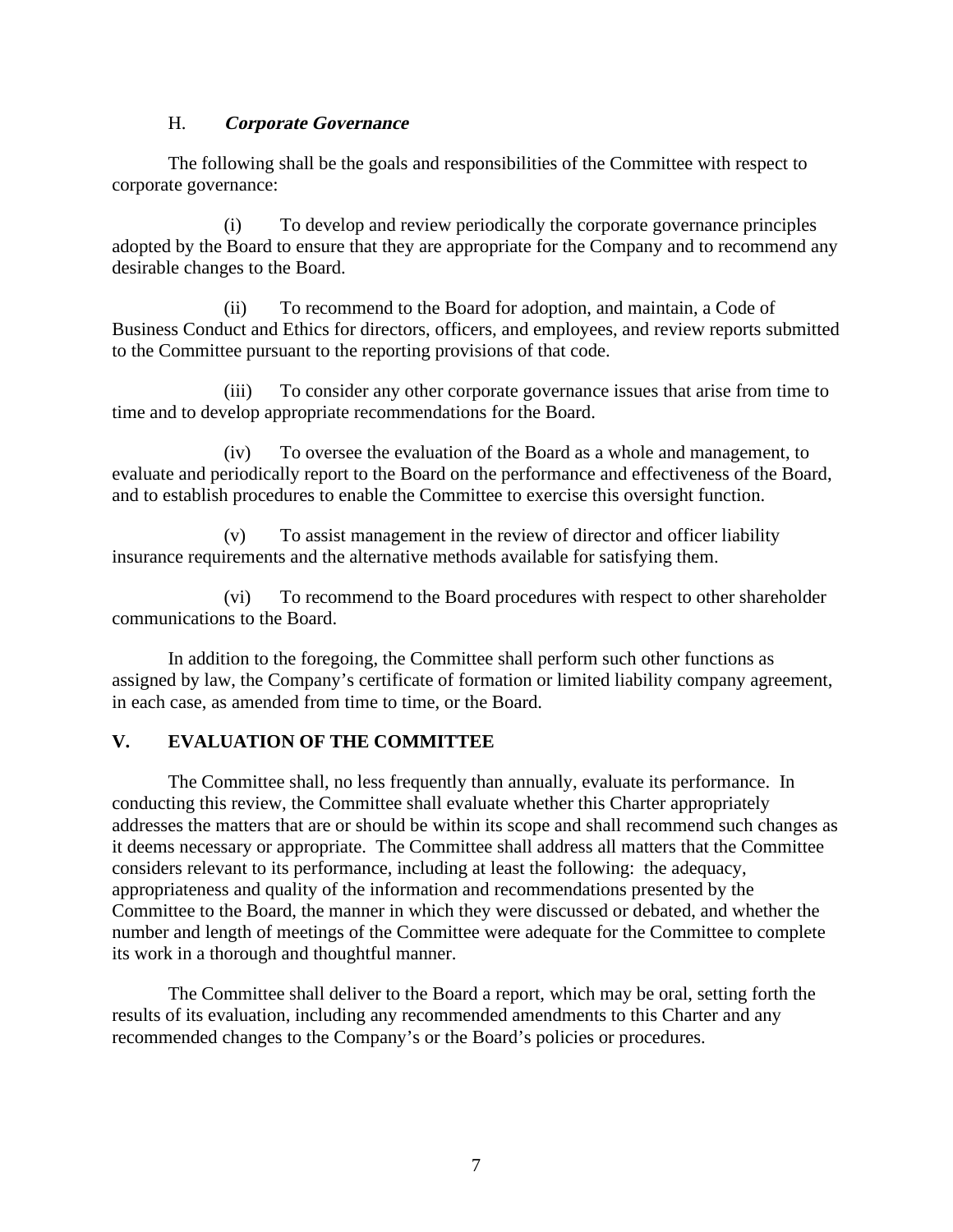### H. ***Corporate Governance***

The following shall be the goals and responsibilities of the Committee with respect to corporate governance:

(i) To develop and review periodically the corporate governance principles adopted by the Board to ensure that they are appropriate for the Company and to recommend any desirable changes to the Board.

(ii) To recommend to the Board for adoption, and maintain, a Code of Business Conduct and Ethics for directors, officers, and employees, and review reports submitted to the Committee pursuant to the reporting provisions of that code.

(iii) To consider any other corporate governance issues that arise from time to time and to develop appropriate recommendations for the Board.

(iv) To oversee the evaluation of the Board as a whole and management, to evaluate and periodically report to the Board on the performance and effectiveness of the Board, and to establish procedures to enable the Committee to exercise this oversight function.

(v) To assist management in the review of director and officer liability insurance requirements and the alternative methods available for satisfying them.

(vi) To recommend to the Board procedures with respect to other shareholder communications to the Board.

In addition to the foregoing, the Committee shall perform such other functions as assigned by law, the Company's certificate of formation or limited liability company agreement, in each case, as amended from time to time, or the Board.

## V. EVALUATION OF THE COMMITTEE

The Committee shall, no less frequently than annually, evaluate its performance. In conducting this review, the Committee shall evaluate whether this Charter appropriately addresses the matters that are or should be within its scope and shall recommend such changes as it deems necessary or appropriate. The Committee shall address all matters that the Committee considers relevant to its performance, including at least the following: the adequacy, appropriateness and quality of the information and recommendations presented by the Committee to the Board, the manner in which they were discussed or debated, and whether the number and length of meetings of the Committee were adequate for the Committee to complete its work in a thorough and thoughtful manner.

The Committee shall deliver to the Board a report, which may be oral, setting forth the results of its evaluation, including any recommended amendments to this Charter and any recommended changes to the Company's or the Board's policies or procedures.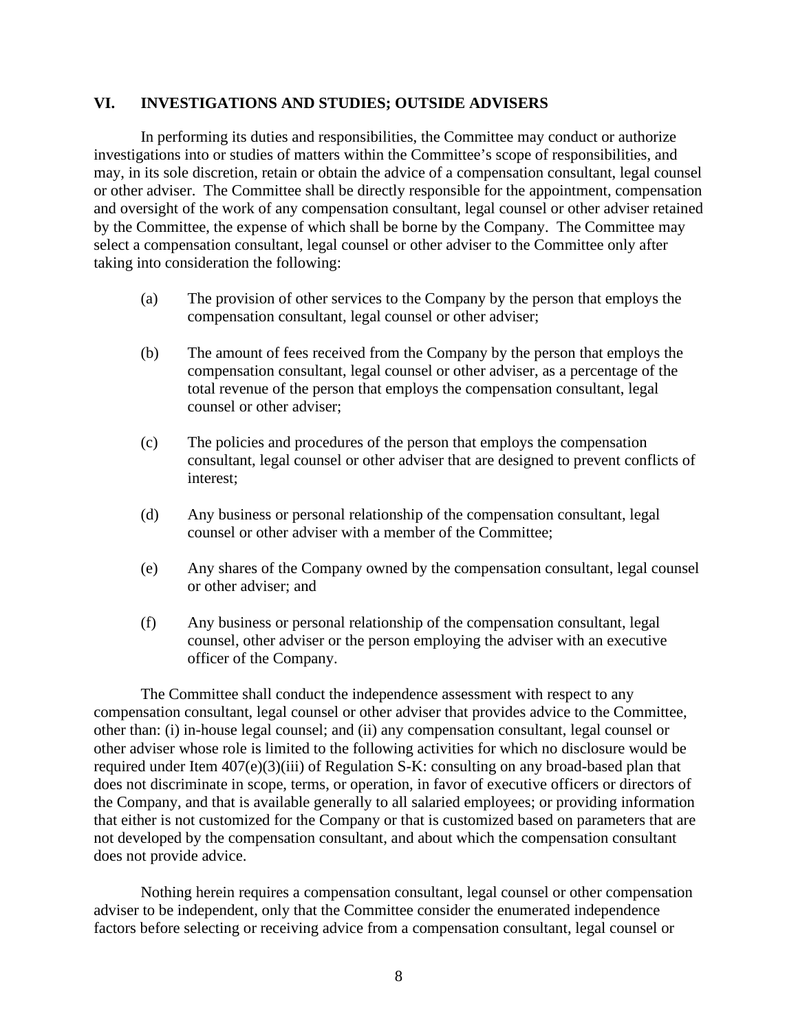## VI. INVESTIGATIONS AND STUDIES; OUTSIDE ADVISERS

In performing its duties and responsibilities, the Committee may conduct or authorize investigations into or studies of matters within the Committee's scope of responsibilities, and may, in its sole discretion, retain or obtain the advice of a compensation consultant, legal counsel or other adviser. The Committee shall be directly responsible for the appointment, compensation and oversight of the work of any compensation consultant, legal counsel or other adviser retained by the Committee, the expense of which shall be borne by the Company. The Committee may select a compensation consultant, legal counsel or other adviser to the Committee only after taking into consideration the following:

(a) The provision of other services to the Company by the person that employs the compensation consultant, legal counsel or other adviser;

(b) The amount of fees received from the Company by the person that employs the compensation consultant, legal counsel or other adviser, as a percentage of the total revenue of the person that employs the compensation consultant, legal counsel or other adviser;

(c) The policies and procedures of the person that employs the compensation consultant, legal counsel or other adviser that are designed to prevent conflicts of interest;

(d) Any business or personal relationship of the compensation consultant, legal counsel or other adviser with a member of the Committee;

(e) Any shares of the Company owned by the compensation consultant, legal counsel or other adviser; and

(f) Any business or personal relationship of the compensation consultant, legal counsel, other adviser or the person employing the adviser with an executive officer of the Company.

The Committee shall conduct the independence assessment with respect to any compensation consultant, legal counsel or other adviser that provides advice to the Committee, other than: (i) in-house legal counsel; and (ii) any compensation consultant, legal counsel or other adviser whose role is limited to the following activities for which no disclosure would be required under Item 407(e)(3)(iii) of Regulation S-K: consulting on any broad-based plan that does not discriminate in scope, terms, or operation, in favor of executive officers or directors of the Company, and that is available generally to all salaried employees; or providing information that either is not customized for the Company or that is customized based on parameters that are not developed by the compensation consultant, and about which the compensation consultant does not provide advice.

Nothing herein requires a compensation consultant, legal counsel or other compensation adviser to be independent, only that the Committee consider the enumerated independence factors before selecting or receiving advice from a compensation consultant, legal counsel or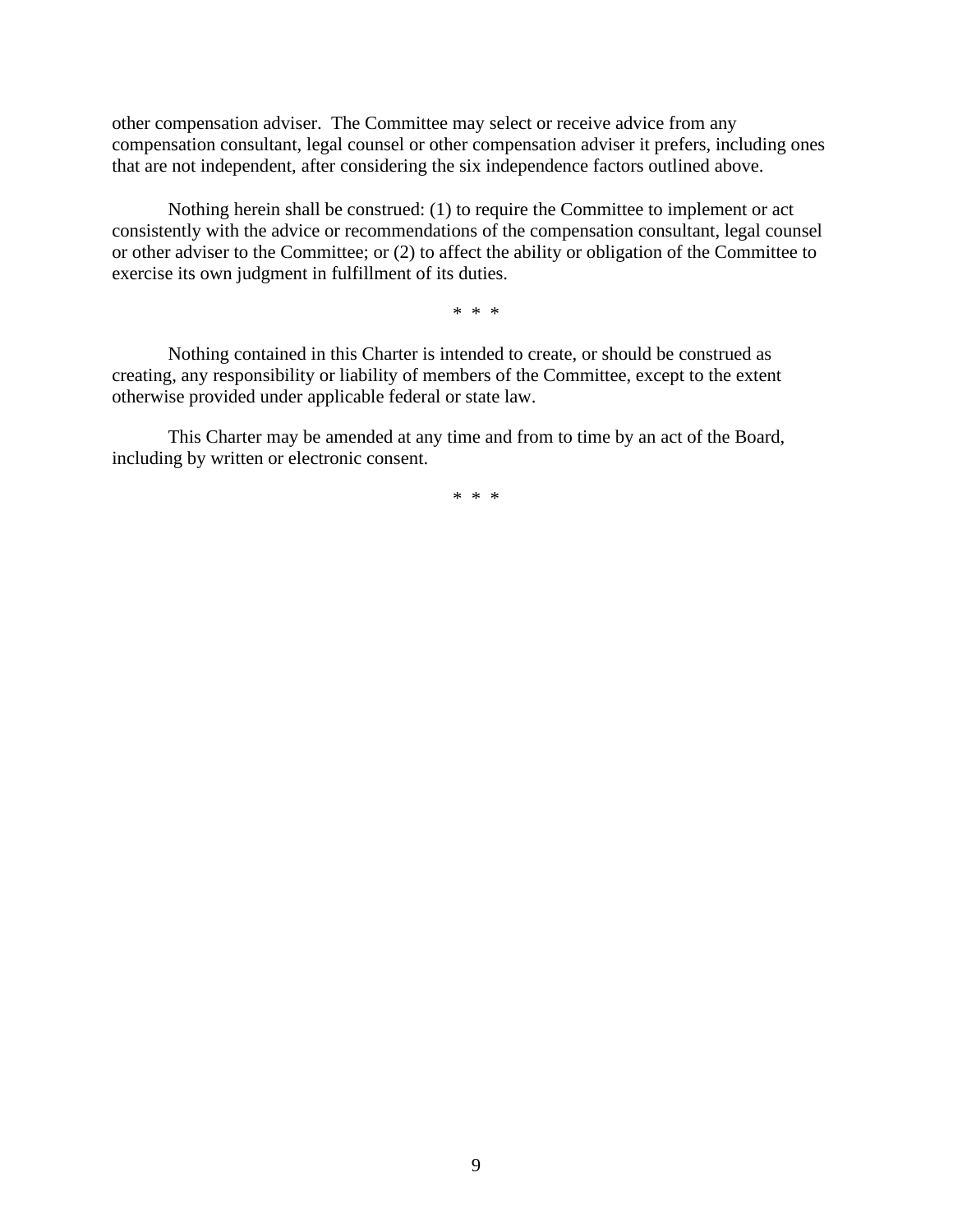other compensation adviser. The Committee may select or receive advice from any compensation consultant, legal counsel or other compensation adviser it prefers, including ones that are not independent, after considering the six independence factors outlined above.

Nothing herein shall be construed: (1) to require the Committee to implement or act consistently with the advice or recommendations of the compensation consultant, legal counsel or other adviser to the Committee; or (2) to affect the ability or obligation of the Committee to exercise its own judgment in fulfillment of its duties.

\* \* \*

Nothing contained in this Charter is intended to create, or should be construed as creating, any responsibility or liability of members of the Committee, except to the extent otherwise provided under applicable federal or state law.

This Charter may be amended at any time and from to time by an act of the Board, including by written or electronic consent.

\* \* \*